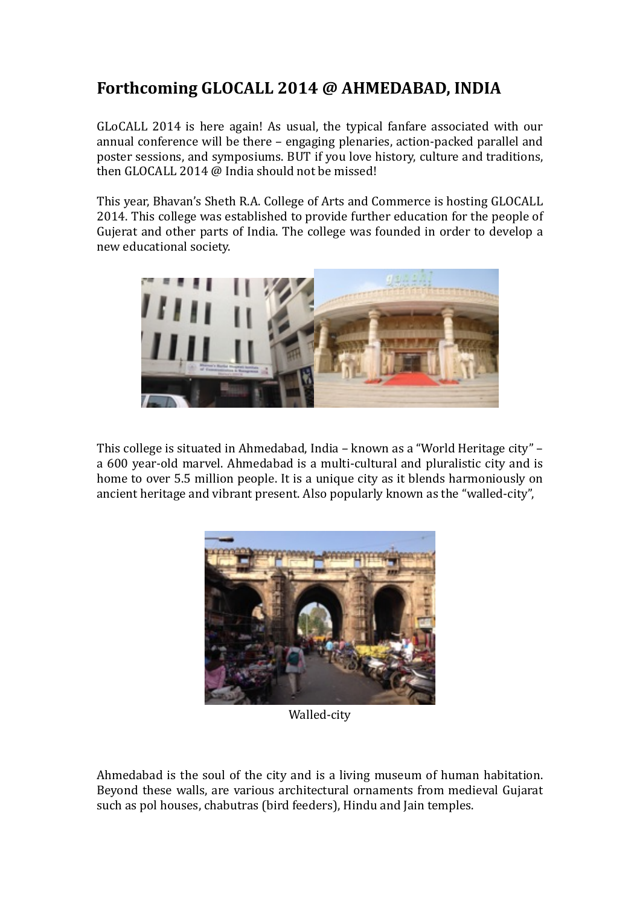# Forthcoming GLOCALL 2014 @ AHMEDABAD, INDIA

GLoCALL 2014 is here again! As usual, the typical fanfare associated with our annual conference will be there – engaging plenaries, action-packed parallel and poster sessions, and symposiums. BUT if you love history, culture and traditions, then GLOCALL 2014 @ India should not be missed!

This year, Bhavan's Sheth R.A. College of Arts and Commerce is hosting GLOCALL 2014. This college was established to provide further education for the people of Gujerat and other parts of India. The college was founded in order to develop a new educational society.

This college is situated in Ahmedabad, India – known as a "World Heritage city" – a 600 year-old marvel. Ahmedabad is a multi-cultural and pluralistic city and is home to over 5.5 million people. It is a unique city as it blends harmoniously on ancient heritage and vibrant present. Also popularly known as the "walled-city",

Walled-city

Ahmedabad is the soul of the city and is a living museum of human habitation. Beyond these walls, are various architectural ornaments from medieval Gujarat such as pol houses, chabutras (bird feeders), Hindu and Jain temples.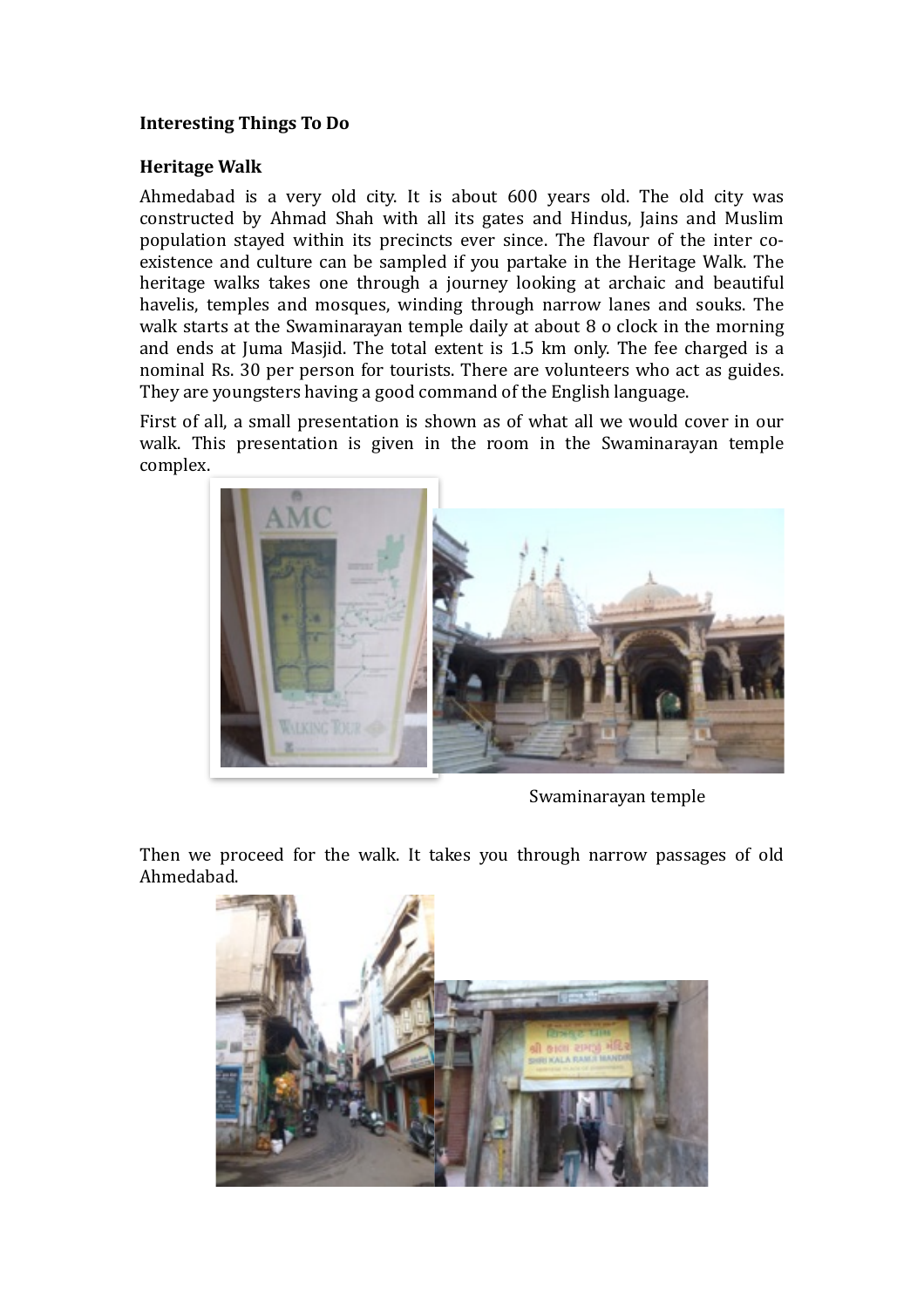**Interesting Things To Do**

**Heritage Walk**

Ahmedabad is a very old city. It is about 600 years old. The old city was constructed by Ahmad Shah with all its gates and Hindus, Jains and Muslim population stayed within its precincts ever since. The flavour of the inter co-existence and culture can be sampled if you partake in the Heritage Walk. The heritage walks takes one through a journey looking at archaic and beautiful havelis, temples and mosques, winding through narrow lanes and souks. The walk starts at the Swaminarayan temple daily at about 8 o clock in the morning and ends at Juma Masjid. The total extent is 1.5 km only. The fee charged is a nominal Rs. 30 per person for tourists. There are volunteers who act as guides. They are youngsters having a good command of the English language.

First of all, a small presentation is shown as of what all we would cover in our walk. This presentation is given in the room in the Swaminarayan temple complex.

Swaminarayan temple

Then we proceed for the walk. It takes you through narrow passages of old Ahmedabad.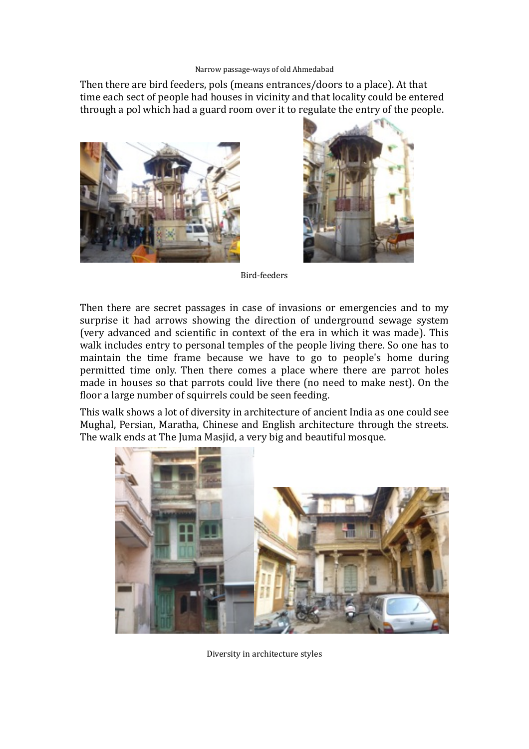Narrow passage-ways of old Ahmedabad

Then there are bird feeders, pols (means entrances/doors to a place). At that time each sect of people had houses in vicinity and that locality could be entered through a pol which had a guard room over it to regulate the entry of the people.

Bird-feeders

Then there are secret passages in case of invasions or emergencies and to my surprise it had arrows showing the direction of underground sewage system (very advanced and scientific in context of the era in which it was made). This walk includes entry to personal temples of the people living there. So one has to maintain the time frame because we have to go to people's home during permitted time only. Then there comes a place where there are parrot holes made in houses so that parrots could live there (no need to make nest). On the floor a large number of squirrels could be seen feeding.

This walk shows a lot of diversity in architecture of ancient India as one could see Mughal, Persian, Maratha, Chinese and English architecture through the streets. The walk ends at The Juma Masjid, a very big and beautiful mosque.

Diversity in architecture styles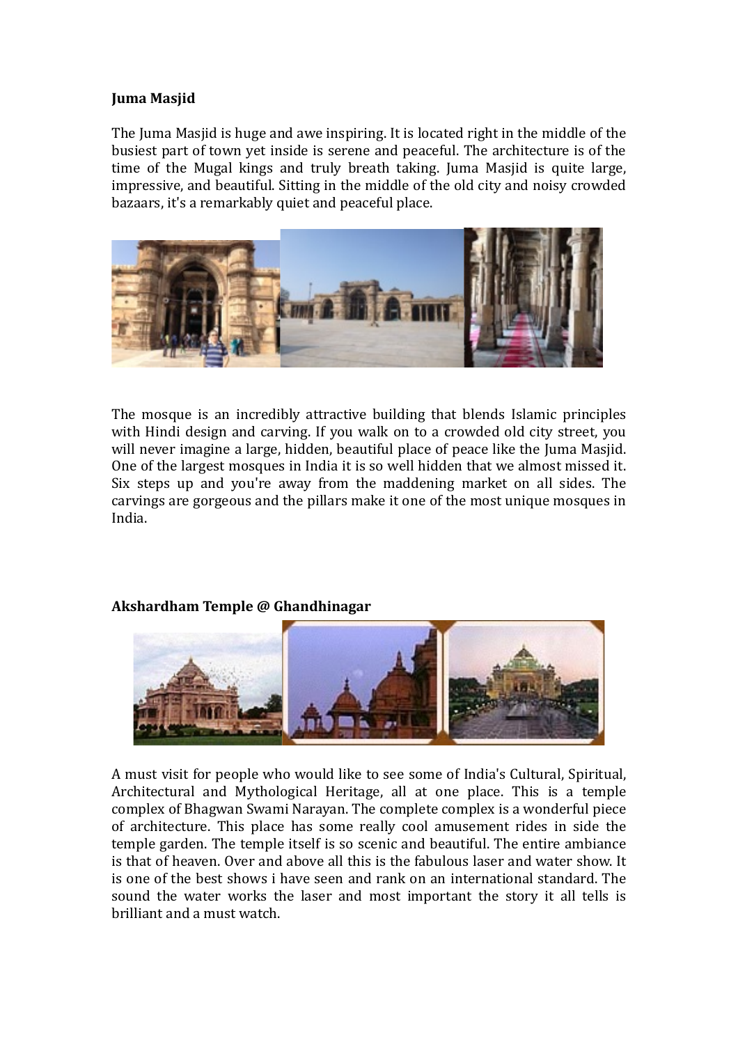**Juma Masjid**

The Juma Masjid is huge and awe inspiring. It is located right in the middle of the busiest part of town yet inside is serene and peaceful. The architecture is of the time of the Mugal kings and truly breath taking. Juma Masjid is quite large, impressive, and beautiful. Sitting in the middle of the old city and noisy crowded bazaars, it's a remarkably quiet and peaceful place.

The mosque is an incredibly attractive building that blends Islamic principles with Hindi design and carving. If you walk on to a crowded old city street, you will never imagine a large, hidden, beautiful place of peace like the Juma Masjid. One of the largest mosques in India it is so well hidden that we almost missed it. Six steps up and you're away from the maddening market on all sides. The carvings are gorgeous and the pillars make it one of the most unique mosques in India.

**Akshardham Temple @ Ghandhinagar**

A must visit for people who would like to see some of India's Cultural, Spiritual, Architectural and Mythological Heritage, all at one place. This is a temple complex of Bhagwan Swami Narayan. The complete complex is a wonderful piece of architecture. This place has some really cool amusement rides in side the temple garden. The temple itself is so scenic and beautiful. The entire ambiance is that of heaven. Over and above all this is the fabulous laser and water show. It is one of the best shows i have seen and rank on an international standard. The sound the water works the laser and most important the story it all tells is brilliant and a must watch.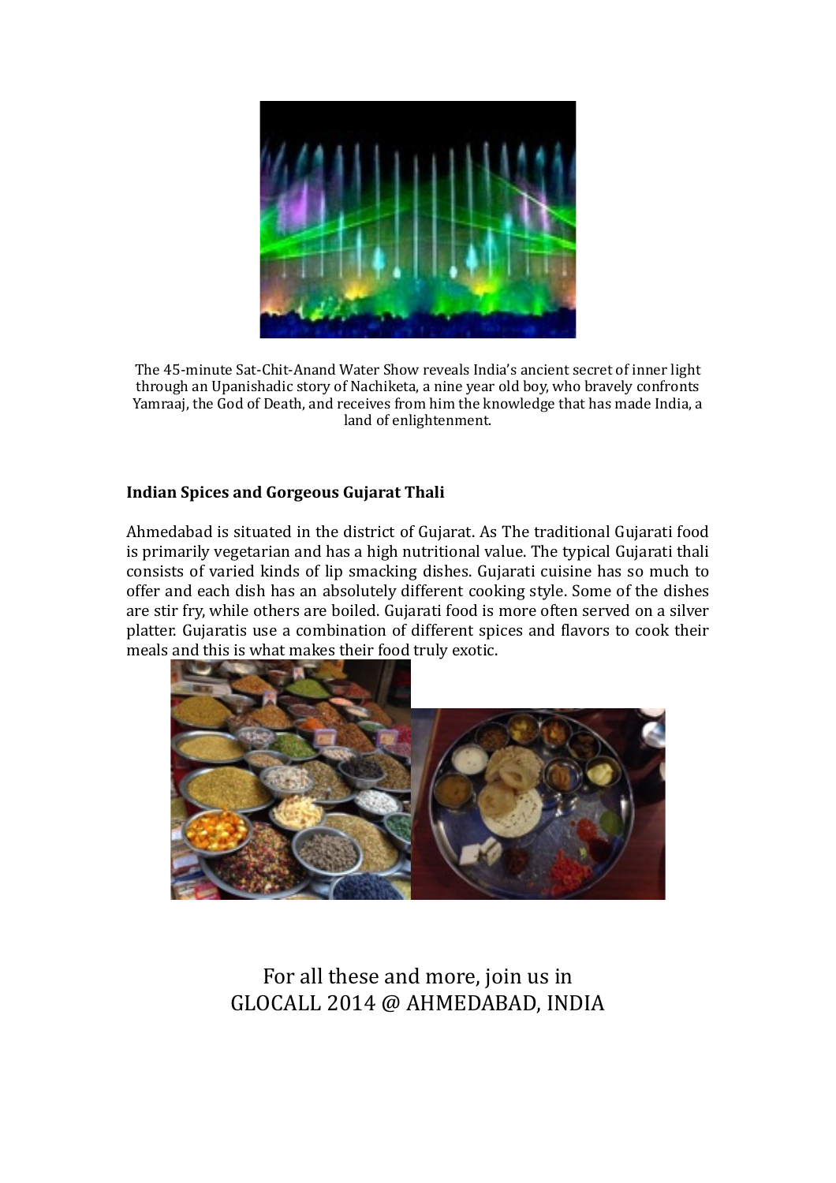The 45-minute Sat-Chit-Anand Water Show reveals India's ancient secret of inner light through an Upanishadic story of Nachiketa, a nine year old boy, who bravely confronts Yamraaj, the God of Death, and receives from him the knowledge that has made India, a land of enlightenment.

**Indian Spices and Gorgeous Gujarat Thali**

Ahmedabad is situated in the district of Gujarat. As The traditional Gujarati food is primarily vegetarian and has a high nutritional value. The typical Gujarati thali consists of varied kinds of lip smacking dishes. Gujarati cuisine has so much to offer and each dish has an absolutely different cooking style. Some of the dishes are stir fry, while others are boiled. Gujarati food is more often served on a silver platter. Gujaratis use a combination of different spices and flavors to cook their meals and this is what makes their food truly exotic.

For all these and more, join us in
GLOCALL 2014 @ AHMEDABAD, INDIA